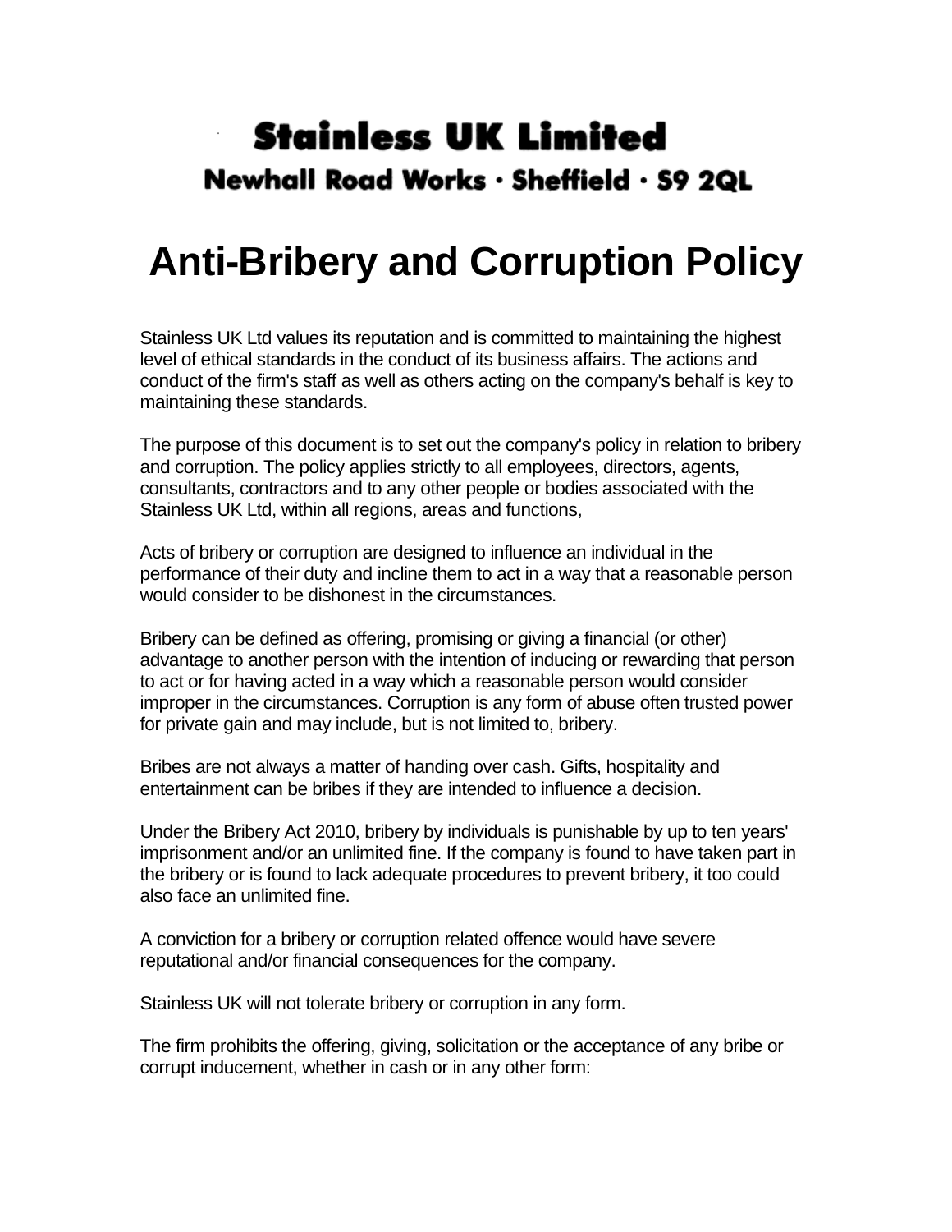# Stainless UK Limited

## Newhall Road Works · Sheffield · S9 2QL

# Anti-Bribery and Corruption Policy

Stainless UK Ltd values its reputation and is committed to maintaining the highest level of ethical standards in the conduct of its business affairs. The actions and conduct of the firm's staff as well as others acting on the company's behalf is key to maintaining these standards.

The purpose of this document is to set out the company's policy in relation to bribery and corruption. The policy applies strictly to all employees, directors, agents, consultants, contractors and to any other people or bodies associated with the Stainless UK Ltd, within all regions, areas and functions,

Acts of bribery or corruption are designed to influence an individual in the performance of their duty and incline them to act in a way that a reasonable person would consider to be dishonest in the circumstances.

Bribery can be defined as offering, promising or giving a financial (or other) advantage to another person with the intention of inducing or rewarding that person to act or for having acted in a way which a reasonable person would consider improper in the circumstances. Corruption is any form of abuse often trusted power for private gain and may include, but is not limited to, bribery.

Bribes are not always a matter of handing over cash. Gifts, hospitality and entertainment can be bribes if they are intended to influence a decision.

Under the Bribery Act 2010, bribery by individuals is punishable by up to ten years' imprisonment and/or an unlimited fine. If the company is found to have taken part in the bribery or is found to lack adequate procedures to prevent bribery, it too could also face an unlimited fine.

A conviction for a bribery or corruption related offence would have severe reputational and/or financial consequences for the company.

Stainless UK will not tolerate bribery or corruption in any form.

The firm prohibits the offering, giving, solicitation or the acceptance of any bribe or corrupt inducement, whether in cash or in any other form: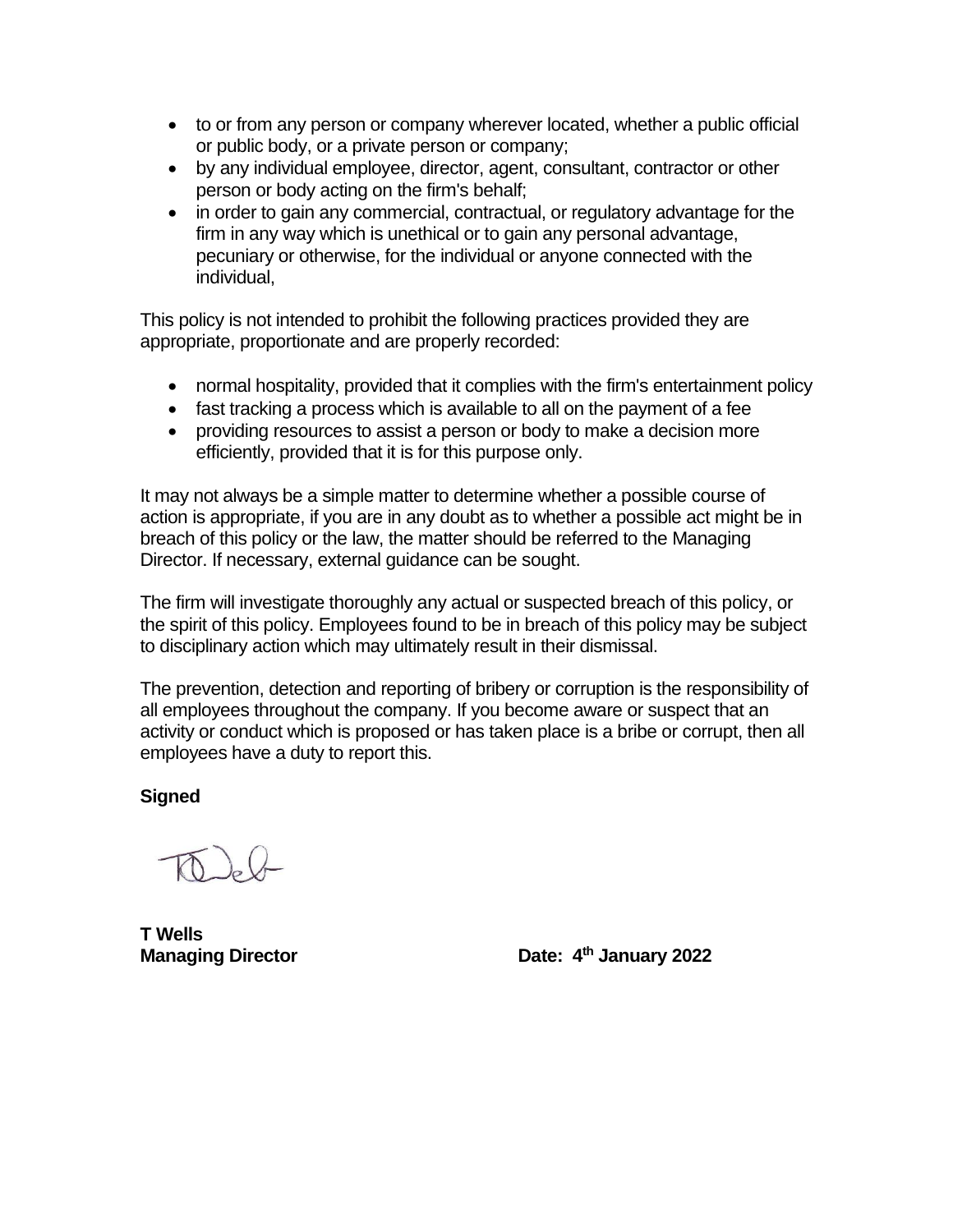- to or from any person or company wherever located, whether a public official or public body, or a private person or company;
- by any individual employee, director, agent, consultant, contractor or other person or body acting on the firm's behalf;
- in order to gain any commercial, contractual, or regulatory advantage for the firm in any way which is unethical or to gain any personal advantage, pecuniary or otherwise, for the individual or anyone connected with the individual,

This policy is not intended to prohibit the following practices provided they are appropriate, proportionate and are properly recorded:

- normal hospitality, provided that it complies with the firm's entertainment policy
- fast tracking a process which is available to all on the payment of a fee
- providing resources to assist a person or body to make a decision more efficiently, provided that it is for this purpose only.

It may not always be a simple matter to determine whether a possible course of action is appropriate, if you are in any doubt as to whether a possible act might be in breach of this policy or the law, the matter should be referred to the Managing Director. If necessary, external guidance can be sought.

The firm will investigate thoroughly any actual or suspected breach of this policy, or the spirit of this policy. Employees found to be in breach of this policy may be subject to disciplinary action which may ultimately result in their dismissal.

The prevention, detection and reporting of bribery or corruption is the responsibility of all employees throughout the company. If you become aware or suspect that an activity or conduct which is proposed or has taken place is a bribe or corrupt, then all employees have a duty to report this.

**Signed**

**T Wells**
**Managing Director** **Date: 4th January 2022**